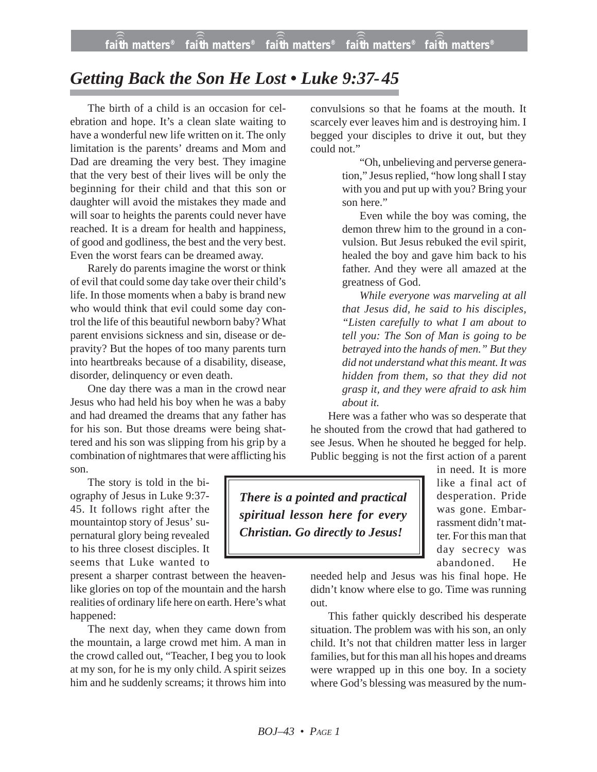# *Getting Back the Son He Lost • Luke 9:37-45*

The birth of a child is an occasion for celebration and hope. It's a clean slate waiting to have a wonderful new life written on it. The only limitation is the parents' dreams and Mom and Dad are dreaming the very best. They imagine that the very best of their lives will be only the beginning for their child and that this son or daughter will avoid the mistakes they made and will soar to heights the parents could never have reached. It is a dream for health and happiness, of good and godliness, the best and the very best. Even the worst fears can be dreamed away.

Rarely do parents imagine the worst or think of evil that could some day take over their child's life. In those moments when a baby is brand new who would think that evil could some day control the life of this beautiful newborn baby? What parent envisions sickness and sin, disease or depravity? But the hopes of too many parents turn into heartbreaks because of a disability, disease, disorder, delinquency or even death.

One day there was a man in the crowd near Jesus who had held his boy when he was a baby and had dreamed the dreams that any father has for his son. But those dreams were being shattered and his son was slipping from his grip by a combination of nightmares that were afflicting his son.

The story is told in the biography of Jesus in Luke 9:37-45. It follows right after the mountaintop story of Jesus' supernatural glory being revealed to his three closest disciples. It seems that Luke wanted to present a sharper contrast between the heaven-like glories on top of the mountain and the harsh realities of ordinary life here on earth. Here's what happened:

The next day, when they came down from the mountain, a large crowd met him. A man in the crowd called out, "Teacher, I beg you to look at my son, for he is my only child. A spirit seizes him and he suddenly screams; it throws him into convulsions so that he foams at the mouth. It scarcely ever leaves him and is destroying him. I begged your disciples to drive it out, but they could not."

> "Oh, unbelieving and perverse generation," Jesus replied, "how long shall I stay with you and put up with you? Bring your son here."
>
> Even while the boy was coming, the demon threw him to the ground in a convulsion. But Jesus rebuked the evil spirit, healed the boy and gave him back to his father. And they were all amazed at the greatness of God.
>
> *While everyone was marveling at all that Jesus did, he said to his disciples, "Listen carefully to what I am about to tell you: The Son of Man is going to be betrayed into the hands of men." But they did not understand what this meant. It was hidden from them, so that they did not grasp it, and they were afraid to ask him about it.*

Here was a father who was so desperate that he shouted from the crowd that had gathered to see Jesus. When he shouted he begged for help. Public begging is not the first action of a parent in need. It is more like a final act of desperation. Pride was gone. Embarrassment didn't matter. For this man that day secrecy was abandoned. He needed help and Jesus was his final hope. He didn't know where else to go. Time was running out.

> ***There is a pointed and practical spiritual lesson here for every Christian. Go directly to Jesus!***

This father quickly described his desperate situation. The problem was with his son, an only child. It's not that children matter less in larger families, but for this man all his hopes and dreams were wrapped up in this one boy. In a society where God's blessing was measured by the num-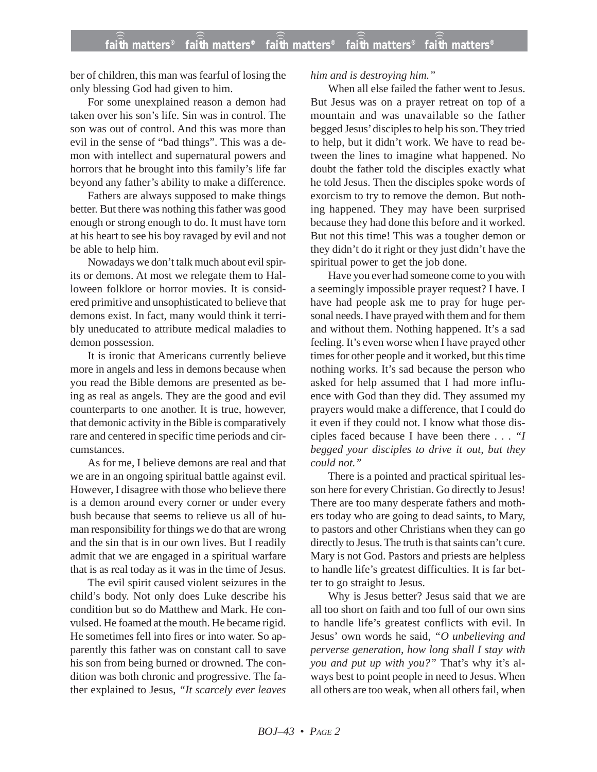ber of children, this man was fearful of losing the only blessing God had given to him.

For some unexplained reason a demon had taken over his son's life. Sin was in control. The son was out of control. And this was more than evil in the sense of "bad things". This was a demon with intellect and supernatural powers and horrors that he brought into this family's life far beyond any father's ability to make a difference.

Fathers are always supposed to make things better. But there was nothing this father was good enough or strong enough to do. It must have torn at his heart to see his boy ravaged by evil and not be able to help him.

Nowadays we don't talk much about evil spirits or demons. At most we relegate them to Halloween folklore or horror movies. It is considered primitive and unsophisticated to believe that demons exist. In fact, many would think it terribly uneducated to attribute medical maladies to demon possession.

It is ironic that Americans currently believe more in angels and less in demons because when you read the Bible demons are presented as being as real as angels. They are the good and evil counterparts to one another. It is true, however, that demonic activity in the Bible is comparatively rare and centered in specific time periods and circumstances.

As for me, I believe demons are real and that we are in an ongoing spiritual battle against evil. However, I disagree with those who believe there is a demon around every corner or under every bush because that seems to relieve us all of human responsibility for things we do that are wrong and the sin that is in our own lives. But I readily admit that we are engaged in a spiritual warfare that is as real today as it was in the time of Jesus.

The evil spirit caused violent seizures in the child's body. Not only does Luke describe his condition but so do Matthew and Mark. He convulsed. He foamed at the mouth. He became rigid. He sometimes fell into fires or into water. So apparently this father was on constant call to save his son from being burned or drowned. The condition was both chronic and progressive. The father explained to Jesus, *"It scarcely ever leaves him and is destroying him."*

When all else failed the father went to Jesus. But Jesus was on a prayer retreat on top of a mountain and was unavailable so the father begged Jesus' disciples to help his son. They tried to help, but it didn't work. We have to read between the lines to imagine what happened. No doubt the father told the disciples exactly what he told Jesus. Then the disciples spoke words of exorcism to try to remove the demon. But nothing happened. They may have been surprised because they had done this before and it worked. But not this time! This was a tougher demon or they didn't do it right or they just didn't have the spiritual power to get the job done.

Have you ever had someone come to you with a seemingly impossible prayer request? I have. I have had people ask me to pray for huge personal needs. I have prayed with them and for them and without them. Nothing happened. It's a sad feeling. It's even worse when I have prayed other times for other people and it worked, but this time nothing works. It's sad because the person who asked for help assumed that I had more influence with God than they did. They assumed my prayers would make a difference, that I could do it even if they could not. I know what those disciples faced because I have been there . . . *"I begged your disciples to drive it out, but they could not."*

There is a pointed and practical spiritual lesson here for every Christian. Go directly to Jesus! There are too many desperate fathers and mothers today who are going to dead saints, to Mary, to pastors and other Christians when they can go directly to Jesus. The truth is that saints can't cure. Mary is not God. Pastors and priests are helpless to handle life's greatest difficulties. It is far better to go straight to Jesus.

Why is Jesus better? Jesus said that we are all too short on faith and too full of our own sins to handle life's greatest conflicts with evil. In Jesus' own words he said, *"O unbelieving and perverse generation, how long shall I stay with you and put up with you?"* That's why it's always best to point people in need to Jesus. When all others are too weak, when all others fail, when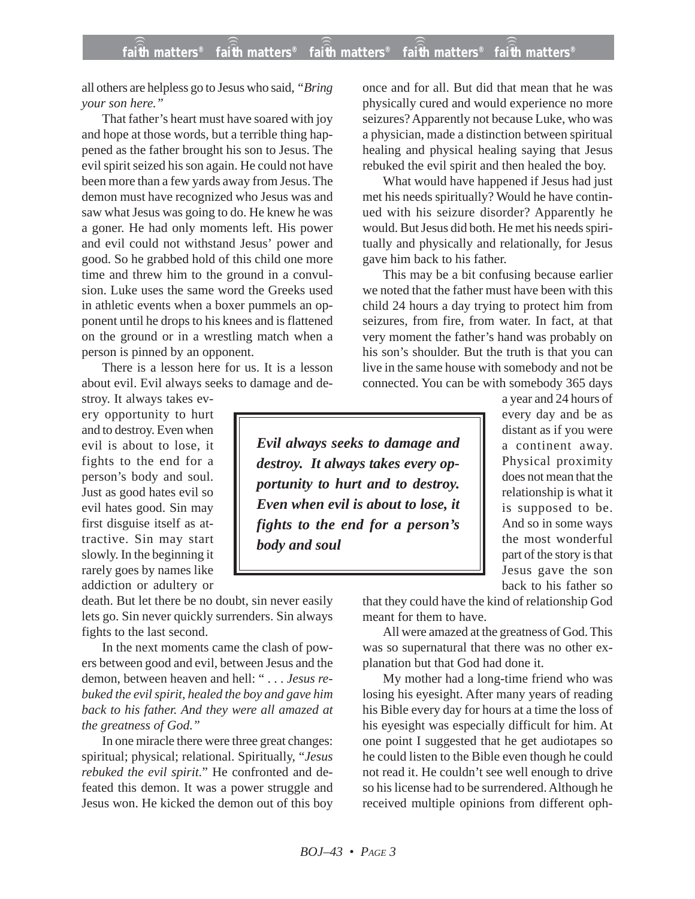all others are helpless go to Jesus who said, "*Bring your son here.*"

That father's heart must have soared with joy and hope at those words, but a terrible thing happened as the father brought his son to Jesus. The evil spirit seized his son again. He could not have been more than a few yards away from Jesus. The demon must have recognized who Jesus was and saw what Jesus was going to do. He knew he was a goner. He had only moments left. His power and evil could not withstand Jesus' power and good. So he grabbed hold of this child one more time and threw him to the ground in a convulsion. Luke uses the same word the Greeks used in athletic events when a boxer pummels an opponent until he drops to his knees and is flattened on the ground or in a wrestling match when a person is pinned by an opponent.

There is a lesson here for us. It is a lesson about evil. Evil always seeks to damage and destroy. It always takes every opportunity to hurt and to destroy. Even when evil is about to lose, it fights to the end for a person's body and soul. Just as good hates evil so evil hates good. Sin may first disguise itself as attractive. Sin may start slowly. In the beginning it rarely goes by names like addiction or adultery or death. But let there be no doubt, sin never easily lets go. Sin never quickly surrenders. Sin always fights to the last second.

> ***Evil always seeks to damage and destroy. It always takes every opportunity to hurt and to destroy. Even when evil is about to lose, it fights to the end for a person's body and soul***

In the next moments came the clash of powers between good and evil, between Jesus and the demon, between heaven and hell: " . . . *Jesus rebuked the evil spirit, healed the boy and gave him back to his father. And they were all amazed at the greatness of God.*"

In one miracle there were three great changes: spiritual; physical; relational. Spiritually, "*Jesus rebuked the evil spirit.*" He confronted and defeated this demon. It was a power struggle and Jesus won. He kicked the demon out of this boy once and for all. But did that mean that he was physically cured and would experience no more seizures? Apparently not because Luke, who was a physician, made a distinction between spiritual healing and physical healing saying that Jesus rebuked the evil spirit and then healed the boy.

What would have happened if Jesus had just met his needs spiritually? Would he have continued with his seizure disorder? Apparently he would. But Jesus did both. He met his needs spiritually and physically and relationally, for Jesus gave him back to his father.

This may be a bit confusing because earlier we noted that the father must have been with this child 24 hours a day trying to protect him from seizures, from fire, from water. In fact, at that very moment the father's hand was probably on his son's shoulder. But the truth is that you can live in the same house with somebody and not be connected. You can be with somebody 365 days a year and 24 hours of every day and be as distant as if you were a continent away. Physical proximity does not mean that the relationship is what it is supposed to be. And so in some ways the most wonderful part of the story is that Jesus gave the son back to his father so that they could have the kind of relationship God meant for them to have.

All were amazed at the greatness of God. This was so supernatural that there was no other explanation but that God had done it.

My mother had a long-time friend who was losing his eyesight. After many years of reading his Bible every day for hours at a time the loss of his eyesight was especially difficult for him. At one point I suggested that he get audiotapes so he could listen to the Bible even though he could not read it. He couldn't see well enough to drive so his license had to be surrendered. Although he received multiple opinions from different oph-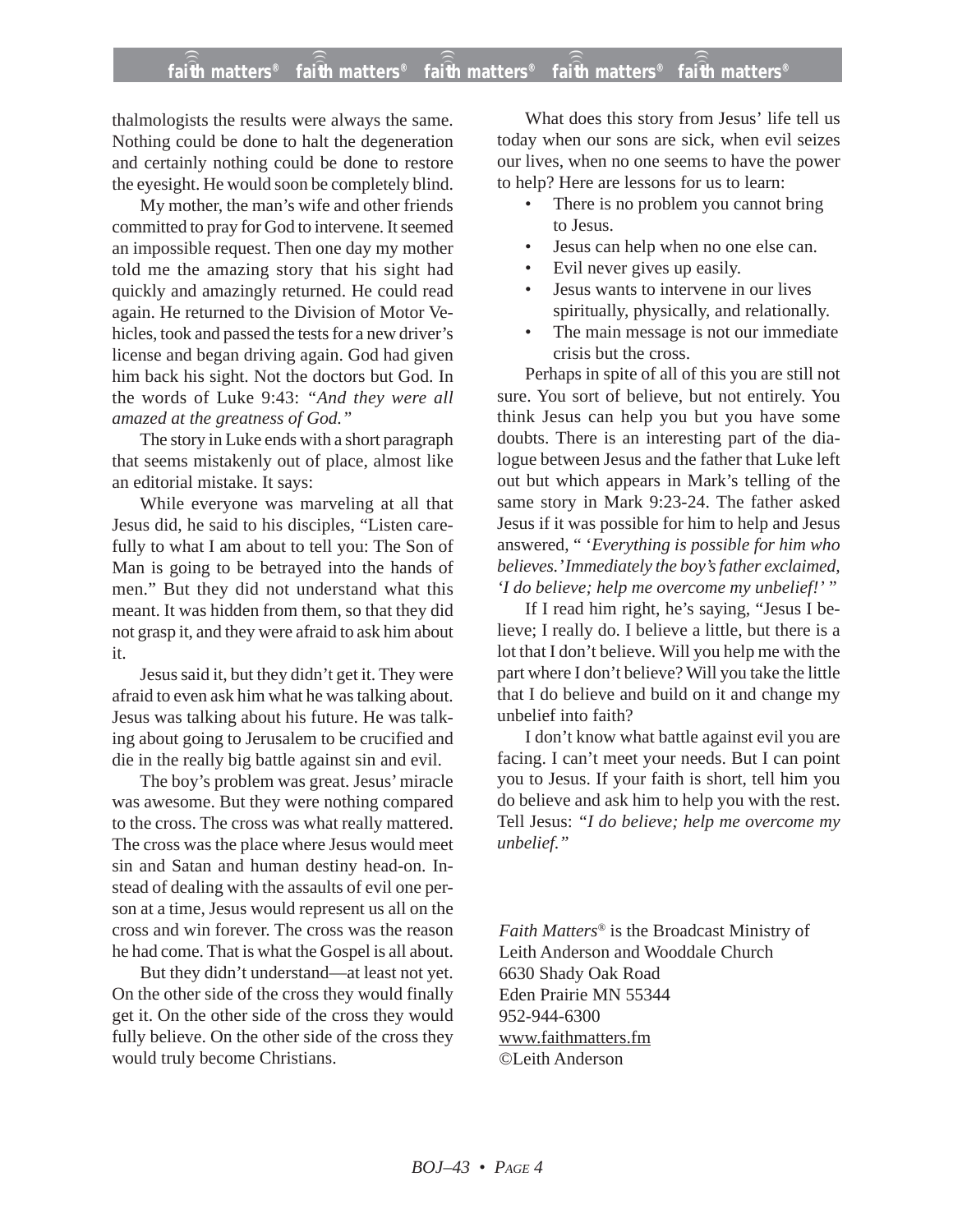thalmologists the results were always the same. Nothing could be done to halt the degeneration and certainly nothing could be done to restore the eyesight. He would soon be completely blind.

My mother, the man's wife and other friends committed to pray for God to intervene. It seemed an impossible request. Then one day my mother told me the amazing story that his sight had quickly and amazingly returned. He could read again. He returned to the Division of Motor Vehicles, took and passed the tests for a new driver's license and began driving again. God had given him back his sight. Not the doctors but God. In the words of Luke 9:43: *"And they were all amazed at the greatness of God."*

The story in Luke ends with a short paragraph that seems mistakenly out of place, almost like an editorial mistake. It says:

While everyone was marveling at all that Jesus did, he said to his disciples, "Listen carefully to what I am about to tell you: The Son of Man is going to be betrayed into the hands of men." But they did not understand what this meant. It was hidden from them, so that they did not grasp it, and they were afraid to ask him about it.

Jesus said it, but they didn't get it. They were afraid to even ask him what he was talking about. Jesus was talking about his future. He was talking about going to Jerusalem to be crucified and die in the really big battle against sin and evil.

The boy's problem was great. Jesus' miracle was awesome. But they were nothing compared to the cross. The cross was what really mattered. The cross was the place where Jesus would meet sin and Satan and human destiny head-on. Instead of dealing with the assaults of evil one person at a time, Jesus would represent us all on the cross and win forever. The cross was the reason he had come. That is what the Gospel is all about.

But they didn't understand—at least not yet. On the other side of the cross they would finally get it. On the other side of the cross they would fully believe. On the other side of the cross they would truly become Christians.

What does this story from Jesus' life tell us today when our sons are sick, when evil seizes our lives, when no one seems to have the power to help? Here are lessons for us to learn:

- There is no problem you cannot bring to Jesus.
- Jesus can help when no one else can.
- Evil never gives up easily.
- Jesus wants to intervene in our lives spiritually, physically, and relationally.
- The main message is not our immediate crisis but the cross.

Perhaps in spite of all of this you are still not sure. You sort of believe, but not entirely. You think Jesus can help you but you have some doubts. There is an interesting part of the dialogue between Jesus and the father that Luke left out but which appears in Mark's telling of the same story in Mark 9:23-24. The father asked Jesus if it was possible for him to help and Jesus answered, " '*Everything is possible for him who believes.' Immediately the boy's father exclaimed, 'I do believe; help me overcome my unbelief!'* "

If I read him right, he's saying, "Jesus I believe; I really do. I believe a little, but there is a lot that I don't believe. Will you help me with the part where I don't believe? Will you take the little that I do believe and build on it and change my unbelief into faith?

I don't know what battle against evil you are facing. I can't meet your needs. But I can point you to Jesus. If your faith is short, tell him you do believe and ask him to help you with the rest. Tell Jesus: *"I do believe; help me overcome my unbelief."*

*Faith Matters*® is the Broadcast Ministry of
Leith Anderson and Wooddale Church
6630 Shady Oak Road
Eden Prairie MN 55344
952-944-6300
www.faithmatters.fm
©Leith Anderson